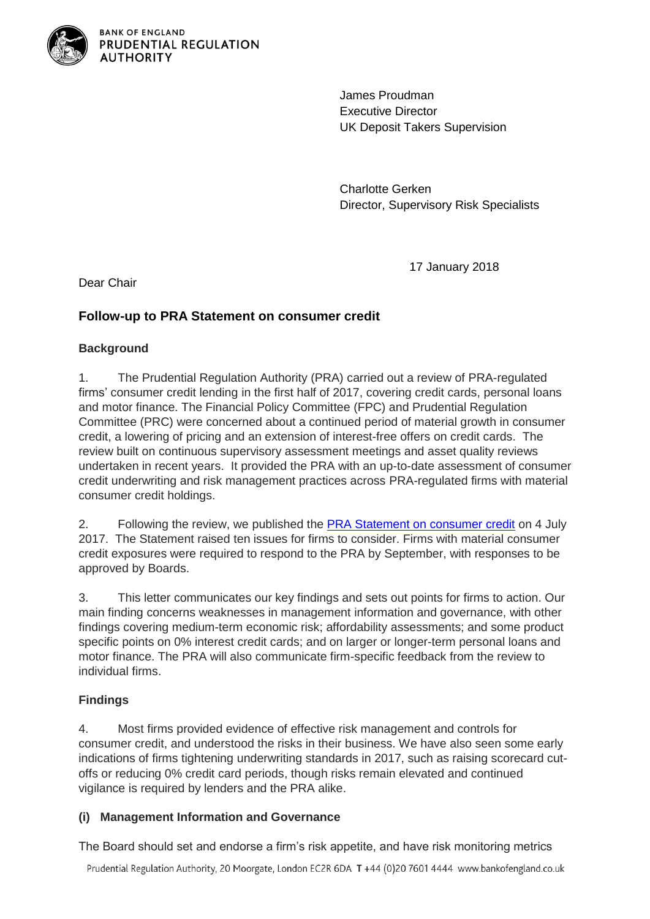BANK OF ENGLAND
PRUDENTIAL REGULATION
AUTHORITY

James Proudman
Executive Director
UK Deposit Takers Supervision

Charlotte Gerken
Director, Supervisory Risk Specialists

17 January 2018

Dear Chair

## Follow-up to PRA Statement on consumer credit

### Background

1. The Prudential Regulation Authority (PRA) carried out a review of PRA-regulated firms' consumer credit lending in the first half of 2017, covering credit cards, personal loans and motor finance. The Financial Policy Committee (FPC) and Prudential Regulation Committee (PRC) were concerned about a continued period of material growth in consumer credit, a lowering of pricing and an extension of interest-free offers on credit cards. The review built on continuous supervisory assessment meetings and asset quality reviews undertaken in recent years. It provided the PRA with an up-to-date assessment of consumer credit underwriting and risk management practices across PRA-regulated firms with material consumer credit holdings.

2. Following the review, we published the [PRA Statement on consumer credit] on 4 July 2017. The Statement raised ten issues for firms to consider. Firms with material consumer credit exposures were required to respond to the PRA by September, with responses to be approved by Boards.

3. This letter communicates our key findings and sets out points for firms to action. Our main finding concerns weaknesses in management information and governance, with other findings covering medium-term economic risk; affordability assessments; and some product specific points on 0% interest credit cards; and on larger or longer-term personal loans and motor finance. The PRA will also communicate firm-specific feedback from the review to individual firms.

### Findings

4. Most firms provided evidence of effective risk management and controls for consumer credit, and understood the risks in their business. We have also seen some early indications of firms tightening underwriting standards in 2017, such as raising scorecard cut-offs or reducing 0% credit card periods, though risks remain elevated and continued vigilance is required by lenders and the PRA alike.

#### (i) Management Information and Governance

The Board should set and endorse a firm's risk appetite, and have risk monitoring metrics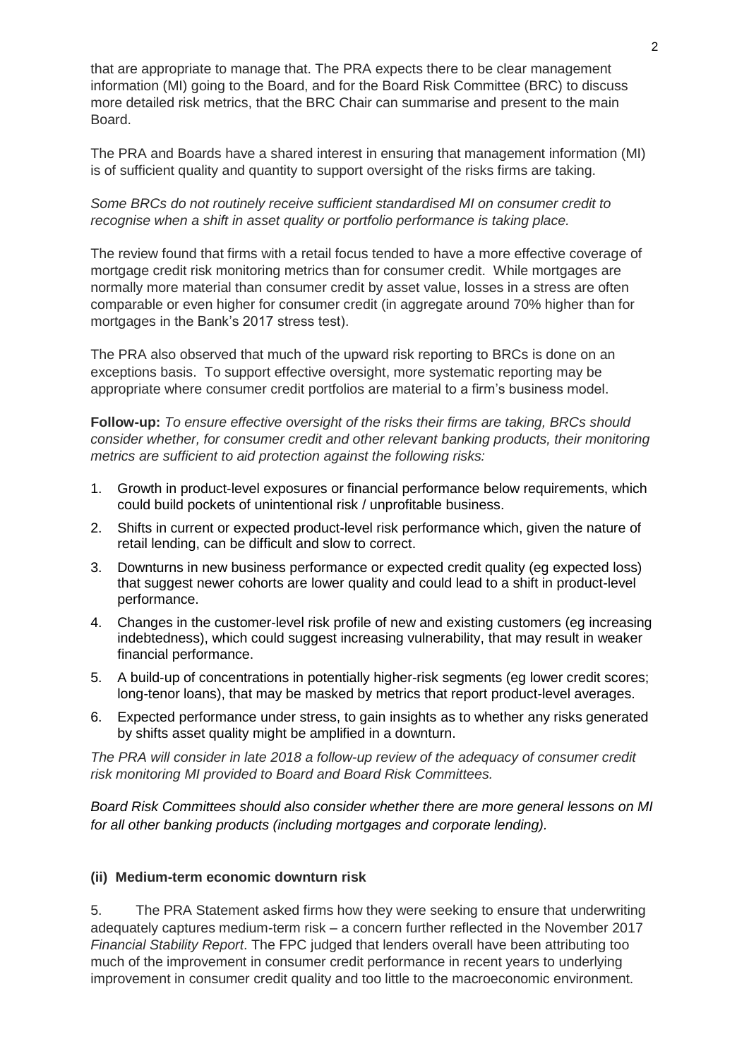that are appropriate to manage that. The PRA expects there to be clear management information (MI) going to the Board, and for the Board Risk Committee (BRC) to discuss more detailed risk metrics, that the BRC Chair can summarise and present to the main Board.

The PRA and Boards have a shared interest in ensuring that management information (MI) is of sufficient quality and quantity to support oversight of the risks firms are taking.

*Some BRCs do not routinely receive sufficient standardised MI on consumer credit to recognise when a shift in asset quality or portfolio performance is taking place.*

The review found that firms with a retail focus tended to have a more effective coverage of mortgage credit risk monitoring metrics than for consumer credit. While mortgages are normally more material than consumer credit by asset value, losses in a stress are often comparable or even higher for consumer credit (in aggregate around 70% higher than for mortgages in the Bank's 2017 stress test).

The PRA also observed that much of the upward risk reporting to BRCs is done on an exceptions basis. To support effective oversight, more systematic reporting may be appropriate where consumer credit portfolios are material to a firm's business model.

**Follow-up:** *To ensure effective oversight of the risks their firms are taking, BRCs should consider whether, for consumer credit and other relevant banking products, their monitoring metrics are sufficient to aid protection against the following risks:*

1. Growth in product-level exposures or financial performance below requirements, which could build pockets of unintentional risk / unprofitable business.
2. Shifts in current or expected product-level risk performance which, given the nature of retail lending, can be difficult and slow to correct.
3. Downturns in new business performance or expected credit quality (eg expected loss) that suggest newer cohorts are lower quality and could lead to a shift in product-level performance.
4. Changes in the customer-level risk profile of new and existing customers (eg increasing indebtedness), which could suggest increasing vulnerability, that may result in weaker financial performance.
5. A build-up of concentrations in potentially higher-risk segments (eg lower credit scores; long-tenor loans), that may be masked by metrics that report product-level averages.
6. Expected performance under stress, to gain insights as to whether any risks generated by shifts asset quality might be amplified in a downturn.

*The PRA will consider in late 2018 a follow-up review of the adequacy of consumer credit risk monitoring MI provided to Board and Board Risk Committees.*

*Board Risk Committees should also consider whether there are more general lessons on MI for all other banking products (including mortgages and corporate lending).*

#### (ii) Medium-term economic downturn risk

5. The PRA Statement asked firms how they were seeking to ensure that underwriting adequately captures medium-term risk – a concern further reflected in the November 2017 *Financial Stability Report*. The FPC judged that lenders overall have been attributing too much of the improvement in consumer credit performance in recent years to underlying improvement in consumer credit quality and too little to the macroeconomic environment.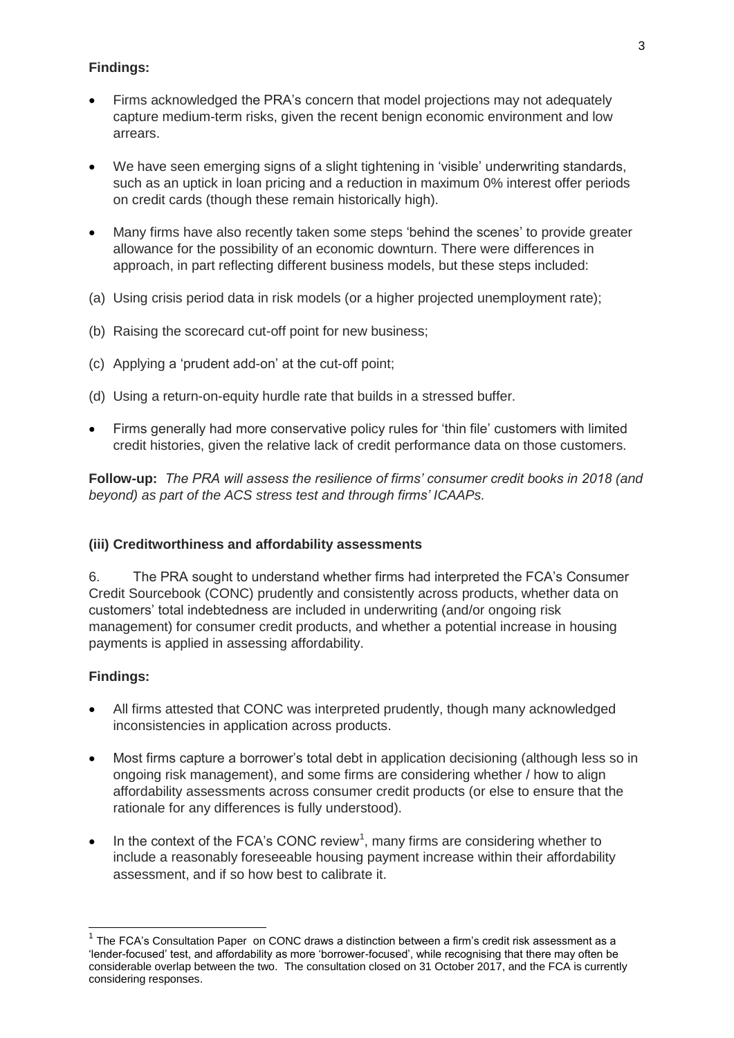**Findings:**

- Firms acknowledged the PRA's concern that model projections may not adequately capture medium-term risks, given the recent benign economic environment and low arrears.
- We have seen emerging signs of a slight tightening in 'visible' underwriting standards, such as an uptick in loan pricing and a reduction in maximum 0% interest offer periods on credit cards (though these remain historically high).
- Many firms have also recently taken some steps 'behind the scenes' to provide greater allowance for the possibility of an economic downturn. There were differences in approach, in part reflecting different business models, but these steps included:

(a) Using crisis period data in risk models (or a higher projected unemployment rate);

(b) Raising the scorecard cut-off point for new business;

(c) Applying a 'prudent add-on' at the cut-off point;

(d) Using a return-on-equity hurdle rate that builds in a stressed buffer.

- Firms generally had more conservative policy rules for 'thin file' customers with limited credit histories, given the relative lack of credit performance data on those customers.

**Follow-up:** *The PRA will assess the resilience of firms' consumer credit books in 2018 (and beyond) as part of the ACS stress test and through firms' ICAAPs.*

### (iii) Creditworthiness and affordability assessments

6. The PRA sought to understand whether firms had interpreted the FCA's Consumer Credit Sourcebook (CONC) prudently and consistently across products, whether data on customers' total indebtedness are included in underwriting (and/or ongoing risk management) for consumer credit products, and whether a potential increase in housing payments is applied in assessing affordability.

**Findings:**

- All firms attested that CONC was interpreted prudently, though many acknowledged inconsistencies in application across products.
- Most firms capture a borrower's total debt in application decisioning (although less so in ongoing risk management), and some firms are considering whether / how to align affordability assessments across consumer credit products (or else to ensure that the rationale for any differences is fully understood).
- In the context of the FCA's CONC review[1], many firms are considering whether to include a reasonably foreseeable housing payment increase within their affordability assessment, and if so how best to calibrate it.

[1] The FCA's Consultation Paper on CONC draws a distinction between a firm's credit risk assessment as a 'lender-focused' test, and affordability as more 'borrower-focused', while recognising that there may often be considerable overlap between the two. The consultation closed on 31 October 2017, and the FCA is currently considering responses.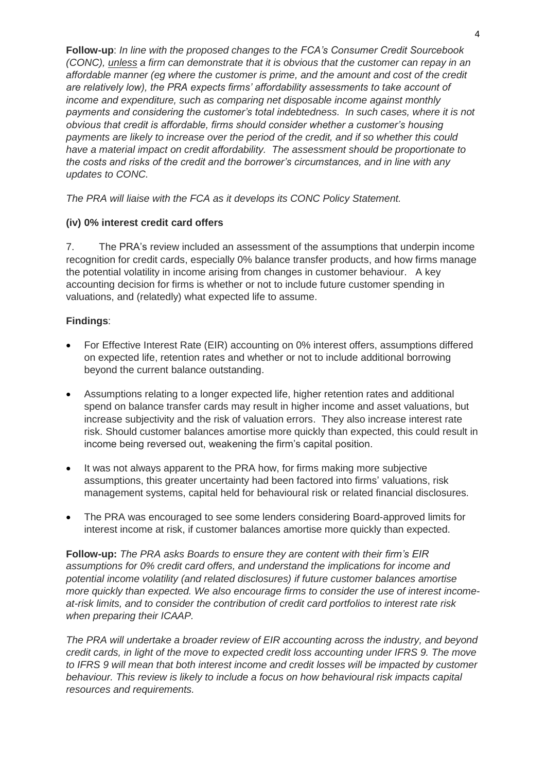**Follow-up**: *In line with the proposed changes to the FCA's Consumer Credit Sourcebook (CONC), unless a firm can demonstrate that it is obvious that the customer can repay in an affordable manner (eg where the customer is prime, and the amount and cost of the credit are relatively low), the PRA expects firms' affordability assessments to take account of income and expenditure, such as comparing net disposable income against monthly payments and considering the customer's total indebtedness. In such cases, where it is not obvious that credit is affordable, firms should consider whether a customer's housing payments are likely to increase over the period of the credit, and if so whether this could have a material impact on credit affordability. The assessment should be proportionate to the costs and risks of the credit and the borrower's circumstances, and in line with any updates to CONC.*

*The PRA will liaise with the FCA as it develops its CONC Policy Statement.*

**(iv) 0% interest credit card offers**

7. The PRA's review included an assessment of the assumptions that underpin income recognition for credit cards, especially 0% balance transfer products, and how firms manage the potential volatility in income arising from changes in customer behaviour. A key accounting decision for firms is whether or not to include future customer spending in valuations, and (relatedly) what expected life to assume.

**Findings**:

- For Effective Interest Rate (EIR) accounting on 0% interest offers, assumptions differed on expected life, retention rates and whether or not to include additional borrowing beyond the current balance outstanding.
- Assumptions relating to a longer expected life, higher retention rates and additional spend on balance transfer cards may result in higher income and asset valuations, but increase subjectivity and the risk of valuation errors. They also increase interest rate risk. Should customer balances amortise more quickly than expected, this could result in income being reversed out, weakening the firm's capital position.
- It was not always apparent to the PRA how, for firms making more subjective assumptions, this greater uncertainty had been factored into firms' valuations, risk management systems, capital held for behavioural risk or related financial disclosures.
- The PRA was encouraged to see some lenders considering Board-approved limits for interest income at risk, if customer balances amortise more quickly than expected.

**Follow-up:** *The PRA asks Boards to ensure they are content with their firm's EIR assumptions for 0% credit card offers, and understand the implications for income and potential income volatility (and related disclosures) if future customer balances amortise more quickly than expected. We also encourage firms to consider the use of interest income-at-risk limits, and to consider the contribution of credit card portfolios to interest rate risk when preparing their ICAAP.*

*The PRA will undertake a broader review of EIR accounting across the industry, and beyond credit cards, in light of the move to expected credit loss accounting under IFRS 9. The move to IFRS 9 will mean that both interest income and credit losses will be impacted by customer behaviour. This review is likely to include a focus on how behavioural risk impacts capital resources and requirements.*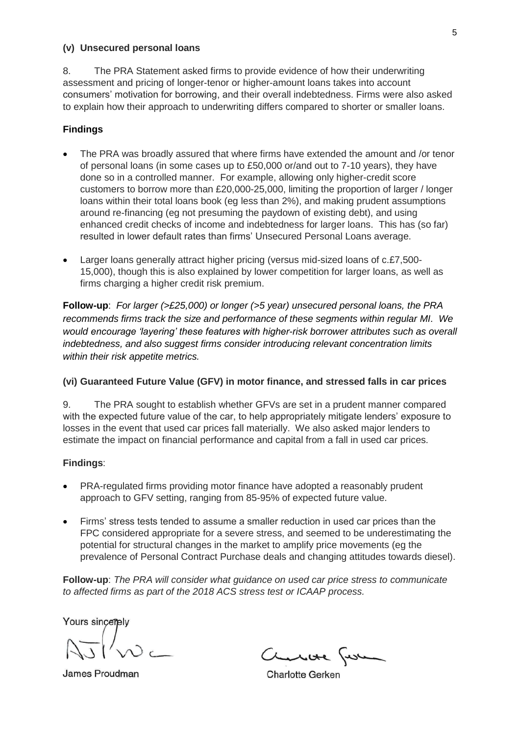**(v) Unsecured personal loans**

8. The PRA Statement asked firms to provide evidence of how their underwriting assessment and pricing of longer-tenor or higher-amount loans takes into account consumers' motivation for borrowing, and their overall indebtedness. Firms were also asked to explain how their approach to underwriting differs compared to shorter or smaller loans.

**Findings**

- The PRA was broadly assured that where firms have extended the amount and /or tenor of personal loans (in some cases up to £50,000 or/and out to 7-10 years), they have done so in a controlled manner. For example, allowing only higher-credit score customers to borrow more than £20,000-25,000, limiting the proportion of larger / longer loans within their total loans book (eg less than 2%), and making prudent assumptions around re-financing (eg not presuming the paydown of existing debt), and using enhanced credit checks of income and indebtedness for larger loans. This has (so far) resulted in lower default rates than firms' Unsecured Personal Loans average.
- Larger loans generally attract higher pricing (versus mid-sized loans of c.£7,500-15,000), though this is also explained by lower competition for larger loans, as well as firms charging a higher credit risk premium.

**Follow-up**: *For larger (>£25,000) or longer (>5 year) unsecured personal loans, the PRA recommends firms track the size and performance of these segments within regular MI. We would encourage 'layering' these features with higher-risk borrower attributes such as overall indebtedness, and also suggest firms consider introducing relevant concentration limits within their risk appetite metrics.*

**(vi) Guaranteed Future Value (GFV) in motor finance, and stressed falls in car prices**

9. The PRA sought to establish whether GFVs are set in a prudent manner compared with the expected future value of the car, to help appropriately mitigate lenders' exposure to losses in the event that used car prices fall materially. We also asked major lenders to estimate the impact on financial performance and capital from a fall in used car prices.

**Findings**:

- PRA-regulated firms providing motor finance have adopted a reasonably prudent approach to GFV setting, ranging from 85-95% of expected future value.
- Firms' stress tests tended to assume a smaller reduction in used car prices than the FPC considered appropriate for a severe stress, and seemed to be underestimating the potential for structural changes in the market to amplify price movements (eg the prevalence of Personal Contract Purchase deals and changing attitudes towards diesel).

**Follow-up**: *The PRA will consider what guidance on used car price stress to communicate to affected firms as part of the 2018 ACS stress test or ICAAP process.*

Yours sincerely

James Proudman

Charlotte Gerken